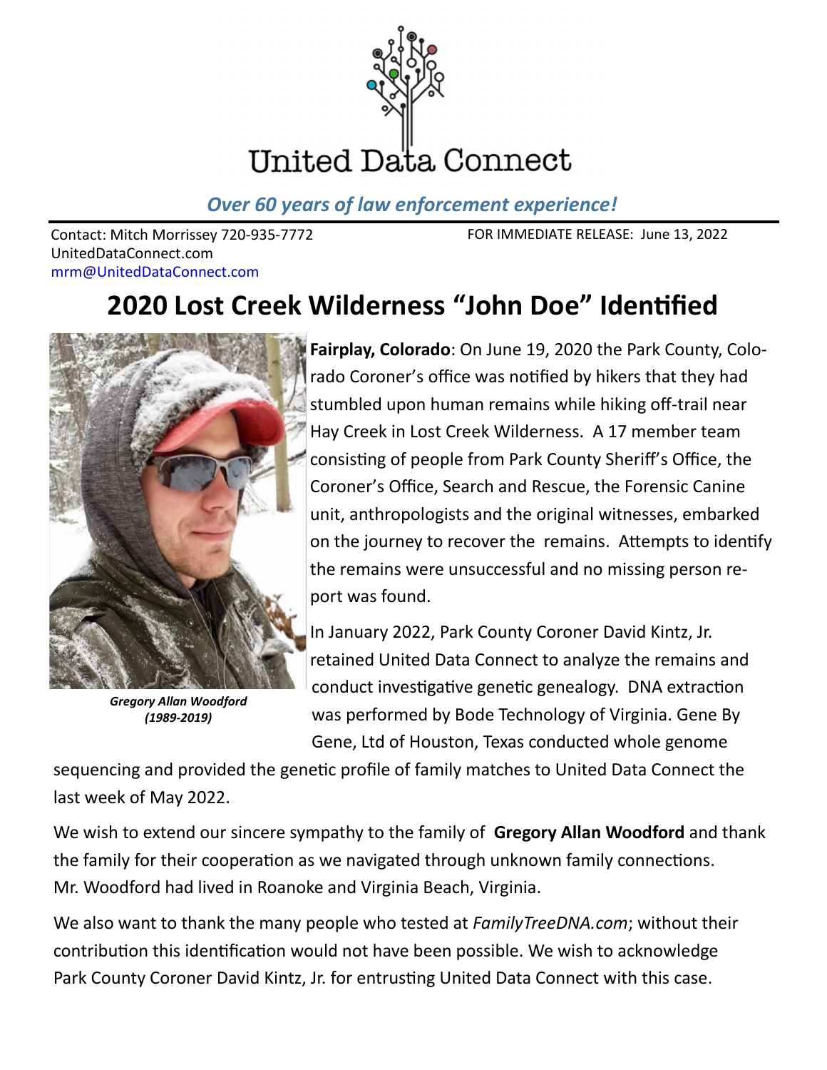United Data Connect

*Over 60 years of law enforcement experience!*

Contact: Mitch Morrissey 720-935-7772
UnitedDataConnect.com
mrm@UnitedDataConnect.com

FOR IMMEDIATE RELEASE: June 13, 2022

# 2020 Lost Creek Wilderness "John Doe" Identified

***Gregory Allan Woodford (1989-2019)***

**Fairplay, Colorado**: On June 19, 2020 the Park County, Colorado Coroner's office was notified by hikers that they had stumbled upon human remains while hiking off-trail near Hay Creek in Lost Creek Wilderness. A 17 member team consisting of people from Park County Sheriff's Office, the Coroner's Office, Search and Rescue, the Forensic Canine unit, anthropologists and the original witnesses, embarked on the journey to recover the remains. Attempts to identify the remains were unsuccessful and no missing person report was found.

In January 2022, Park County Coroner David Kintz, Jr. retained United Data Connect to analyze the remains and conduct investigative genetic genealogy. DNA extraction was performed by Bode Technology of Virginia. Gene By Gene, Ltd of Houston, Texas conducted whole genome sequencing and provided the genetic profile of family matches to United Data Connect the last week of May 2022.

We wish to extend our sincere sympathy to the family of **Gregory Allan Woodford** and thank the family for their cooperation as we navigated through unknown family connections. Mr. Woodford had lived in Roanoke and Virginia Beach, Virginia.

We also want to thank the many people who tested at *FamilyTreeDNA.com*; without their contribution this identification would not have been possible. We wish to acknowledge Park County Coroner David Kintz, Jr. for entrusting United Data Connect with this case.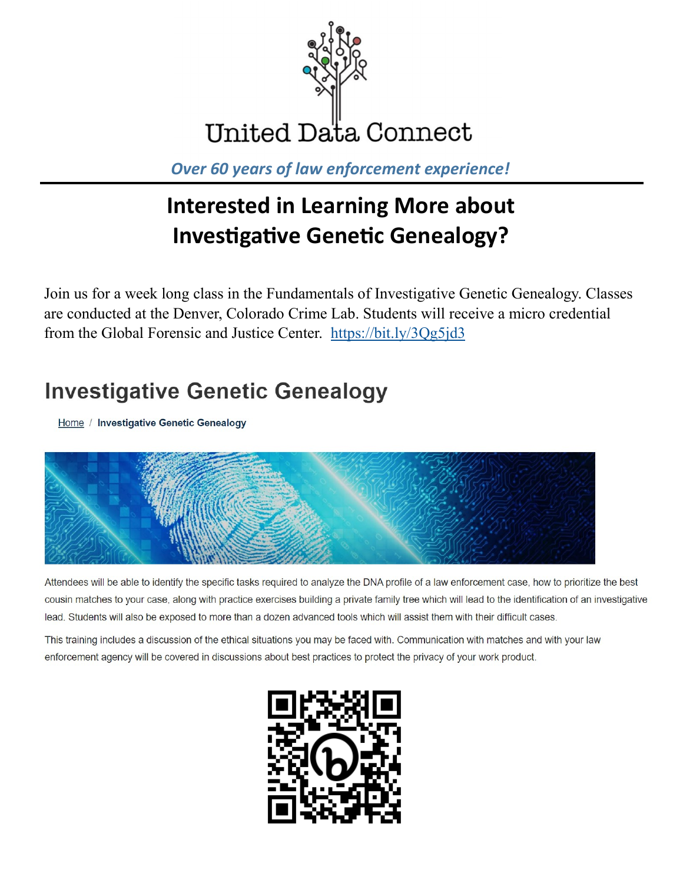United Data Connect

*Over 60 years of law enforcement experience!*

# Interested in Learning More about Investigative Genetic Genealogy?

Join us for a week long class in the Fundamentals of Investigative Genetic Genealogy. Classes are conducted at the Denver, Colorado Crime Lab. Students will receive a micro credential from the Global Forensic and Justice Center. https://bit.ly/3Qg5jd3

## Investigative Genetic Genealogy

Home / **Investigative Genetic Genealogy**

Attendees will be able to identify the specific tasks required to analyze the DNA profile of a law enforcement case, how to prioritize the best cousin matches to your case, along with practice exercises building a private family tree which will lead to the identification of an investigative lead. Students will also be exposed to more than a dozen advanced tools which will assist them with their difficult cases.

This training includes a discussion of the ethical situations you may be faced with. Communication with matches and with your law enforcement agency will be covered in discussions about best practices to protect the privacy of your work product.